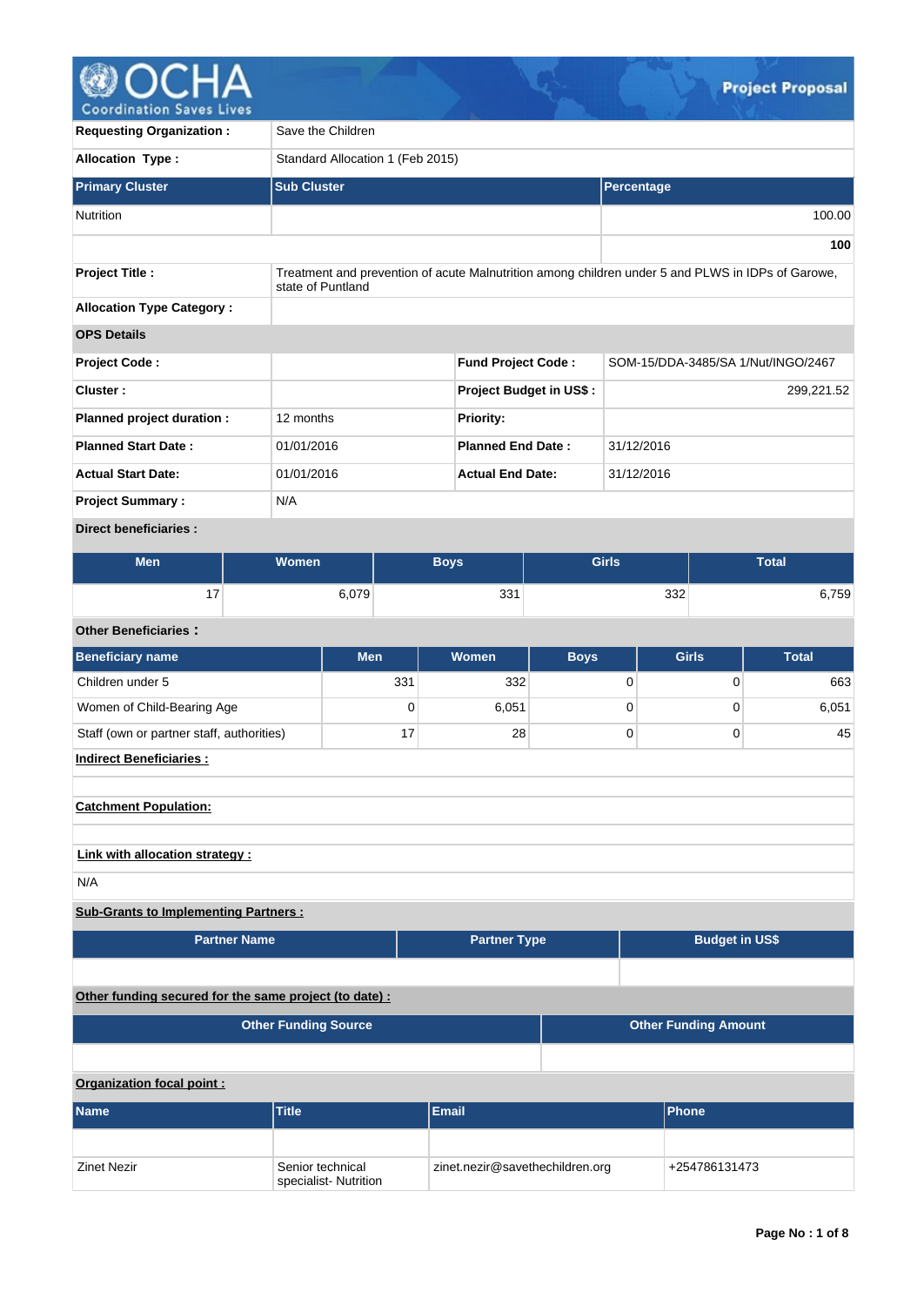# Project Proposal

| | |
|---|---|
| **Requesting Organization :** | Save the Children |
| **Allocation Type :** | Standard Allocation 1 (Feb 2015) |

| **Primary Cluster** | **Sub Cluster** | **Percentage** |
|---|---|---|
| Nutrition | | 100.00 |
| | | **100** |

| | |
|---|---|
| **Project Title :** | Treatment and prevention of acute Malnutrition among children under 5 and PLWS in IDPs of Garowe, state of Puntland |
| **Allocation Type Category :** | |

**OPS Details**

| | | | |
|---|---|---|---|
| **Project Code :** | | **Fund Project Code :** | SOM-15/DDA-3485/SA 1/Nut/INGO/2467 |
| **Cluster :** | | **Project Budget in US$ :** | 299,221.52 |
| **Planned project duration :** | 12 months | **Priority:** | |
| **Planned Start Date :** | 01/01/2016 | **Planned End Date :** | 31/12/2016 |
| **Actual Start Date:** | 01/01/2016 | **Actual End Date:** | 31/12/2016 |
| **Project Summary :** | N/A | | |

**Direct beneficiaries :**

| Men | Women | Boys | Girls | Total |
|---|---|---|---|---|
| 17 | 6,079 | 331 | 332 | 6,759 |

**Other Beneficiaries :**

| Beneficiary name | Men | Women | Boys | Girls | Total |
|---|---|---|---|---|---|
| Children under 5 | 331 | 332 | 0 | 0 | 663 |
| Women of Child-Bearing Age | 0 | 6,051 | 0 | 0 | 6,051 |
| Staff (own or partner staff, authorities) | 17 | 28 | 0 | 0 | 45 |

**Indirect Beneficiaries :**

**Catchment Population:**

**Link with allocation strategy :**

N/A

**Sub-Grants to Implementing Partners :**

| Partner Name | Partner Type | Budget in US$ |
|---|---|---|
| | | |

**Other funding secured for the same project (to date) :**

| Other Funding Source | Other Funding Amount |
|---|---|
| | |

**Organization focal point :**

| Name | Title | Email | Phone |
|---|---|---|---|
| | | | |
| Zinet Nezir | Senior technical specialist- Nutrition | zinet.nezir@savethechildren.org | +254786131473 |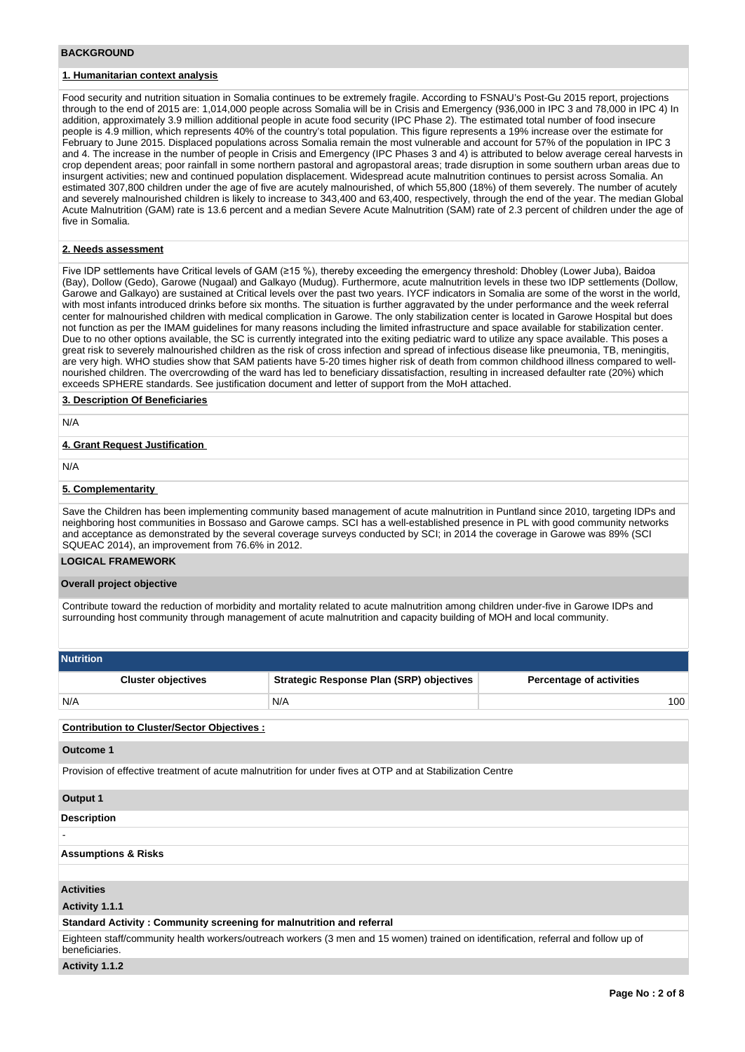## BACKGROUND

### 1. Humanitarian context analysis

Food security and nutrition situation in Somalia continues to be extremely fragile. According to FSNAU's Post-Gu 2015 report, projections through to the end of 2015 are: 1,014,000 people across Somalia will be in Crisis and Emergency (936,000 in IPC 3 and 78,000 in IPC 4) In addition, approximately 3.9 million additional people in acute food security (IPC Phase 2). The estimated total number of food insecure people is 4.9 million, which represents 40% of the country's total population. This figure represents a 19% increase over the estimate for February to June 2015. Displaced populations across Somalia remain the most vulnerable and account for 57% of the population in IPC 3 and 4. The increase in the number of people in Crisis and Emergency (IPC Phases 3 and 4) is attributed to below average cereal harvests in crop dependent areas; poor rainfall in some northern pastoral and agropastoral areas; trade disruption in some southern urban areas due to insurgent activities; new and continued population displacement. Widespread acute malnutrition continues to persist across Somalia. An estimated 307,800 children under the age of five are acutely malnourished, of which 55,800 (18%) of them severely. The number of acutely and severely malnourished children is likely to increase to 343,400 and 63,400, respectively, through the end of the year. The median Global Acute Malnutrition (GAM) rate is 13.6 percent and a median Severe Acute Malnutrition (SAM) rate of 2.3 percent of children under the age of five in Somalia.

### 2. Needs assessment

Five IDP settlements have Critical levels of GAM (≥15 %), thereby exceeding the emergency threshold: Dhobley (Lower Juba), Baidoa (Bay), Dollow (Gedo), Garowe (Nugaal) and Galkayo (Mudug). Furthermore, acute malnutrition levels in these two IDP settlements (Dollow, Garowe and Galkayo) are sustained at Critical levels over the past two years. IYCF indicators in Somalia are some of the worst in the world, with most infants introduced drinks before six months. The situation is further aggravated by the under performance and the week referral center for malnourished children with medical complication in Garowe. The only stabilization center is located in Garowe Hospital but does not function as per the IMAM guidelines for many reasons including the limited infrastructure and space available for stabilization center. Due to no other options available, the SC is currently integrated into the exiting pediatric ward to utilize any space available. This poses a great risk to severely malnourished children as the risk of cross infection and spread of infectious disease like pneumonia, TB, meningitis, are very high. WHO studies show that SAM patients have 5-20 times higher risk of death from common childhood illness compared to well-nourished children. The overcrowding of the ward has led to beneficiary dissatisfaction, resulting in increased defaulter rate (20%) which exceeds SPHERE standards. See justification document and letter of support from the MoH attached.

### 3. Description Of Beneficiaries

N/A

### 4. Grant Request Justification

N/A

### 5. Complementarity

Save the Children has been implementing community based management of acute malnutrition in Puntland since 2010, targeting IDPs and neighboring host communities in Bossaso and Garowe camps. SCI has a well-established presence in PL with good community networks and acceptance as demonstrated by the several coverage surveys conducted by SCI; in 2014 the coverage in Garowe was 89% (SCI SQUEAC 2014), an improvement from 76.6% in 2012.

## LOGICAL FRAMEWORK

### Overall project objective

Contribute toward the reduction of morbidity and mortality related to acute malnutrition among children under-five in Garowe IDPs and surrounding host community through management of acute malnutrition and capacity building of MOH and local community.

### Nutrition

| Cluster objectives | Strategic Response Plan (SRP) objectives | Percentage of activities |
|---|---|---|
| N/A | N/A | 100 |

**Contribution to Cluster/Sector Objectives :**

**Outcome 1**

Provision of effective treatment of acute malnutrition for under fives at OTP and at Stabilization Centre

**Output 1**

**Description**

-

**Assumptions & Risks**

**Activities**

**Activity 1.1.1**

**Standard Activity : Community screening for malnutrition and referral**

Eighteen staff/community health workers/outreach workers (3 men and 15 women) trained on identification, referral and follow up of beneficiaries.

**Activity 1.1.2**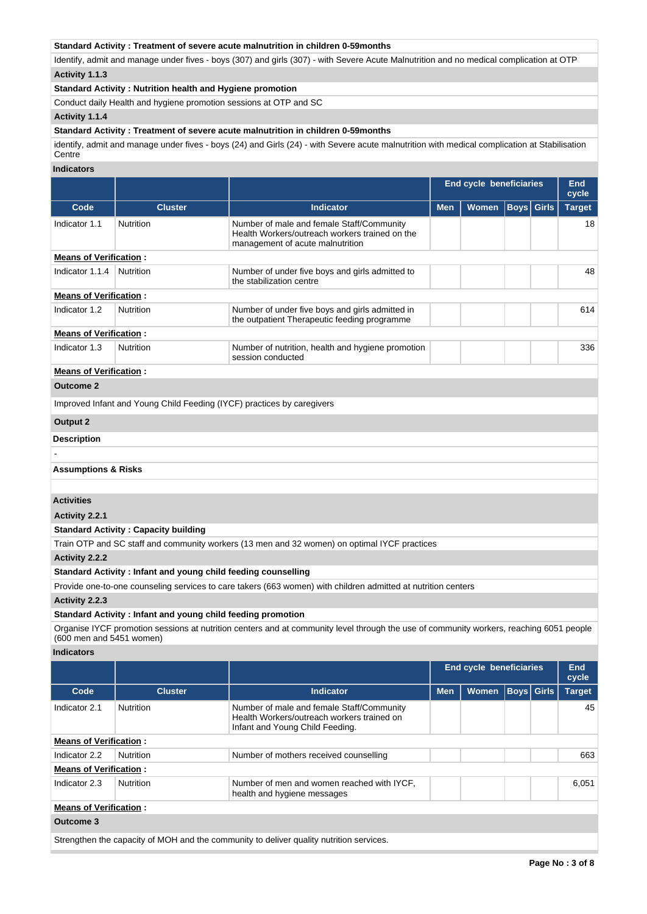**Standard Activity : Treatment of severe acute malnutrition in children 0-59months**

Identify, admit and manage under fives - boys (307) and girls (307) - with Severe Acute Malnutrition and no medical complication at OTP

**Activity 1.1.3**

**Standard Activity : Nutrition health and Hygiene promotion**

Conduct daily Health and hygiene promotion sessions at OTP and SC

**Activity 1.1.4**

**Standard Activity : Treatment of severe acute malnutrition in children 0-59months**

identify, admit and manage under fives - boys (24) and Girls (24) - with Severe acute malnutrition with medical complication at Stabilisation Centre

**Indicators**

| | | | End cycle beneficiaries | | | | End cycle |
|---|---|---|---|---|---|---|---|
| Code | Cluster | Indicator | Men | Women | Boys | Girls | Target |
| Indicator 1.1 | Nutrition | Number of male and female Staff/Community Health Workers/outreach workers trained on the management of acute malnutrition | | | | | 18 |
| **Means of Verification :** | | | | | | | |
| Indicator 1.1.4 | Nutrition | Number of under five boys and girls admitted to the stabilization centre | | | | | 48 |
| **Means of Verification :** | | | | | | | |
| Indicator 1.2 | Nutrition | Number of under five boys and girls admitted in the outpatient Therapeutic feeding programme | | | | | 614 |
| **Means of Verification :** | | | | | | | |
| Indicator 1.3 | Nutrition | Number of nutrition, health and hygiene promotion session conducted | | | | | 336 |
| **Means of Verification :** | | | | | | | |

**Outcome 2**

Improved Infant and Young Child Feeding (IYCF) practices by caregivers

**Output 2**

**Description**

-

**Assumptions & Risks**

**Activities**

**Activity 2.2.1**

**Standard Activity : Capacity building**

Train OTP and SC staff and community workers (13 men and 32 women) on optimal IYCF practices

**Activity 2.2.2**

**Standard Activity : Infant and young child feeding counselling**

Provide one-to-one counseling services to care takers (663 women) with children admitted at nutrition centers

**Activity 2.2.3**

**Standard Activity : Infant and young child feeding promotion**

Organise IYCF promotion sessions at nutrition centers and at community level through the use of community workers, reaching 6051 people (600 men and 5451 women)

**Indicators**

| | | | End cycle beneficiaries | | | | End cycle |
|---|---|---|---|---|---|---|---|
| Code | Cluster | Indicator | Men | Women | Boys | Girls | Target |
| Indicator 2.1 | Nutrition | Number of male and female Staff/Community Health Workers/outreach workers trained on Infant and Young Child Feeding. | | | | | 45 |
| **Means of Verification :** | | | | | | | |
| Indicator 2.2 | Nutrition | Number of mothers received counselling | | | | | 663 |
| **Means of Verification :** | | | | | | | |
| Indicator 2.3 | Nutrition | Number of men and women reached with IYCF, health and hygiene messages | | | | | 6,051 |
| **Means of Verification :** | | | | | | | |

**Outcome 3**

Strengthen the capacity of MOH and the community to deliver quality nutrition services.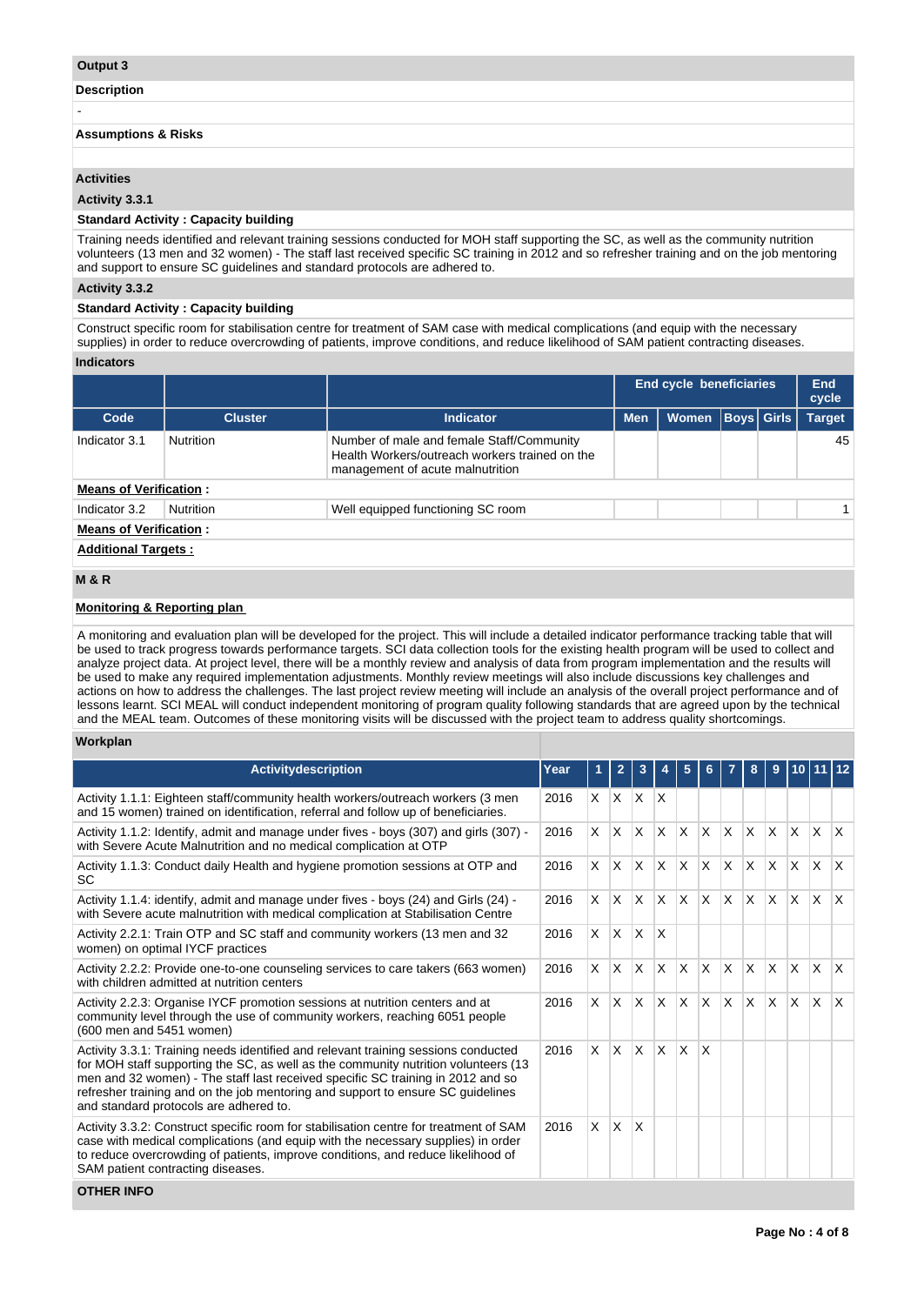**Output 3**

**Description**

-

**Assumptions & Risks**

**Activities**

**Activity 3.3.1**

**Standard Activity : Capacity building**

Training needs identified and relevant training sessions conducted for MOH staff supporting the SC, as well as the community nutrition volunteers (13 men and 32 women) - The staff last received specific SC training in 2012 and so refresher training and on the job mentoring and support to ensure SC guidelines and standard protocols are adhered to.

**Activity 3.3.2**

**Standard Activity : Capacity building**

Construct specific room for stabilisation centre for treatment of SAM case with medical complications (and equip with the necessary supplies) in order to reduce overcrowding of patients, improve conditions, and reduce likelihood of SAM patient contracting diseases.

**Indicators**

| | | | End cycle beneficiaries | | | | End cycle |
|---|---|---|---|---|---|---|---|
| **Code** | **Cluster** | **Indicator** | **Men** | **Women** | **Boys** | **Girls** | **Target** |
| Indicator 3.1 | Nutrition | Number of male and female Staff/Community Health Workers/outreach workers trained on the management of acute malnutrition | | | | | 45 |
| **Means of Verification :** | | | | | | | |
| Indicator 3.2 | Nutrition | Well equipped functioning SC room | | | | | 1 |
| **Means of Verification :** | | | | | | | |

**Additional Targets :**

**M & R**

**Monitoring & Reporting plan**

A monitoring and evaluation plan will be developed for the project. This will include a detailed indicator performance tracking table that will be used to track progress towards performance targets. SCI data collection tools for the existing health program will be used to collect and analyze project data. At project level, there will be a monthly review and analysis of data from program implementation and the results will be used to make any required implementation adjustments. Monthly review meetings will also include discussions key challenges and actions on how to address the challenges. The last project review meeting will include an analysis of the overall project performance and of lessons learnt. SCI MEAL will conduct independent monitoring of program quality following standards that are agreed upon by the technical and the MEAL team. Outcomes of these monitoring visits will be discussed with the project team to address quality shortcomings.

**Workplan**

| Activitydescription | Year | 1 | 2 | 3 | 4 | 5 | 6 | 7 | 8 | 9 | 10 | 11 | 12 |
|---|---|---|---|---|---|---|---|---|---|---|---|---|---|
| Activity 1.1.1: Eighteen staff/community health workers/outreach workers (3 men and 15 women) trained on identification, referral and follow up of beneficiaries. | 2016 | X | X | X | X | | | | | | | | |
| Activity 1.1.2: Identify, admit and manage under fives - boys (307) and girls (307) - with Severe Acute Malnutrition and no medical complication at OTP | 2016 | X | X | X | X | X | X | X | X | X | X | X | X |
| Activity 1.1.3: Conduct daily Health and hygiene promotion sessions at OTP and SC | 2016 | X | X | X | X | X | X | X | X | X | X | X | X |
| Activity 1.1.4: identify, admit and manage under fives - boys (24) and Girls (24) - with Severe acute malnutrition with medical complication at Stabilisation Centre | 2016 | X | X | X | X | X | X | X | X | X | X | X | X |
| Activity 2.2.1: Train OTP and SC staff and community workers (13 men and 32 women) on optimal IYCF practices | 2016 | X | X | X | X | | | | | | | | |
| Activity 2.2.2: Provide one-to-one counseling services to care takers (663 women) with children admitted at nutrition centers | 2016 | X | X | X | X | X | X | X | X | X | X | X | X |
| Activity 2.2.3: Organise IYCF promotion sessions at nutrition centers and at community level through the use of community workers, reaching 6051 people (600 men and 5451 women) | 2016 | X | X | X | X | X | X | X | X | X | X | X | X |
| Activity 3.3.1: Training needs identified and relevant training sessions conducted for MOH staff supporting the SC, as well as the community nutrition volunteers (13 men and 32 women) - The staff last received specific SC training in 2012 and so refresher training and on the job mentoring and support to ensure SC guidelines and standard protocols are adhered to. | 2016 | X | X | X | X | X | X | | | | | | |
| Activity 3.3.2: Construct specific room for stabilisation centre for treatment of SAM case with medical complications (and equip with the necessary supplies) in order to reduce overcrowding of patients, improve conditions, and reduce likelihood of SAM patient contracting diseases. | 2016 | X | X | X | | | | | | | | | |

**OTHER INFO**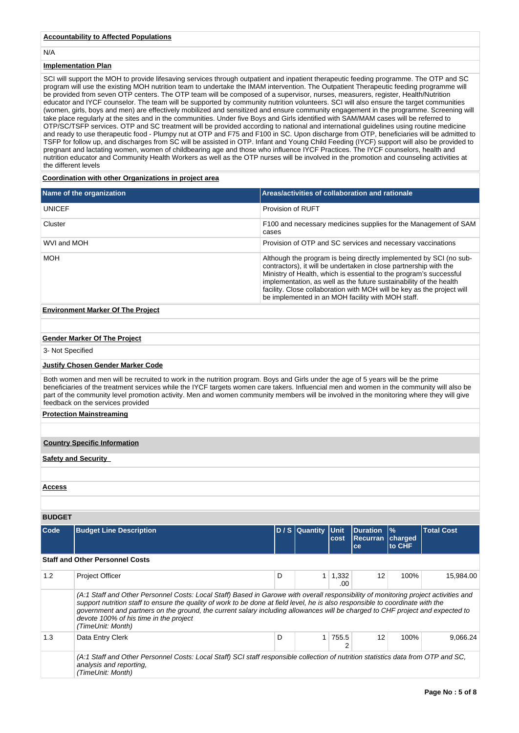**Accountability to Affected Populations**

N/A

**Implementation Plan**

SCI will support the MOH to provide lifesaving services through outpatient and inpatient therapeutic feeding programme. The OTP and SC program will use the existing MOH nutrition team to undertake the IMAM intervention. The Outpatient Therapeutic feeding programme will be provided from seven OTP centers. The OTP team will be composed of a supervisor, nurses, measurers, register, Health/Nutrition educator and IYCF counselor. The team will be supported by community nutrition volunteers. SCI will also ensure the target communities (women, girls, boys and men) are effectively mobilized and sensitized and ensure community engagement in the programme. Screening will take place regularly at the sites and in the communities. Under five Boys and Girls identified with SAM/MAM cases will be referred to OTP/SC/TSFP services. OTP and SC treatment will be provided according to national and international guidelines using routine medicine and ready to use therapeutic food - Plumpy nut at OTP and F75 and F100 in SC. Upon discharge from OTP, beneficiaries will be admitted to TSFP for follow up, and discharges from SC will be assisted in OTP. Infant and Young Child Feeding (IYCF) support will also be provided to pregnant and lactating women, women of childbearing age and those who influence IYCF Practices. The IYCF counselors, health and nutrition educator and Community Health Workers as well as the OTP nurses will be involved in the promotion and counseling activities at the different levels

**Coordination with other Organizations in project area**

| Name of the organization | Areas/activities of collaboration and rationale |
|---|---|
| UNICEF | Provision of RUFT |
| Cluster | F100 and necessary medicines supplies for the Management of SAM cases |
| WVI and MOH | Provision of OTP and SC services and necessary vaccinations |
| MOH | Although the program is being directly implemented by SCI (no sub-contractors), it will be undertaken in close partnership with the Ministry of Health, which is essential to the program's successful implementation, as well as the future sustainability of the health facility. Close collaboration with MOH will be key as the project will be implemented in an MOH facility with MOH staff. |

**Environment Marker Of The Project**

**Gender Marker Of The Project**

3- Not Specified

**Justify Chosen Gender Marker Code**

Both women and men will be recruited to work in the nutrition program. Boys and Girls under the age of 5 years will be the prime beneficiaries of the treatment services while the IYCF targets women care takers. Influencial men and women in the community will also be part of the community level promotion activity. Men and women community members will be involved in the monitoring where they will give feedback on the services provided

**Protection Mainstreaming**

**Country Specific Information**

**Safety and Security**

**Access**

**BUDGET**

| Code | Budget Line Description | D / S | Quantity | Unit cost | Duration Recurrance | % charged to CHF | Total Cost |
|---|---|---|---|---|---|---|---|
| **Staff and Other Personnel Costs** | | | | | | | |
| 1.2 | Project Officer | D | 1 | 1,332.00 | 12 | 100% | 15,984.00 |
| | *(A:1 Staff and Other Personnel Costs: Local Staff) Based in Garowe with overall responsibility of monitoring project activities and support nutrition staff to ensure the quality of work to be done at field level, he is also responsible to coordinate with the government and partners on the ground, the current salary including allowances will be charged to CHF project and expected to devote 100% of his time in the project (TimeUnit: Month)* | | | | | | |
| 1.3 | Data Entry Clerk | D | 1 | 755.52 | 12 | 100% | 9,066.24 |
| | *(A:1 Staff and Other Personnel Costs: Local Staff) SCI staff responsible collection of nutrition statistics data from OTP and SC, analysis and reporting, (TimeUnit: Month)* | | | | | | |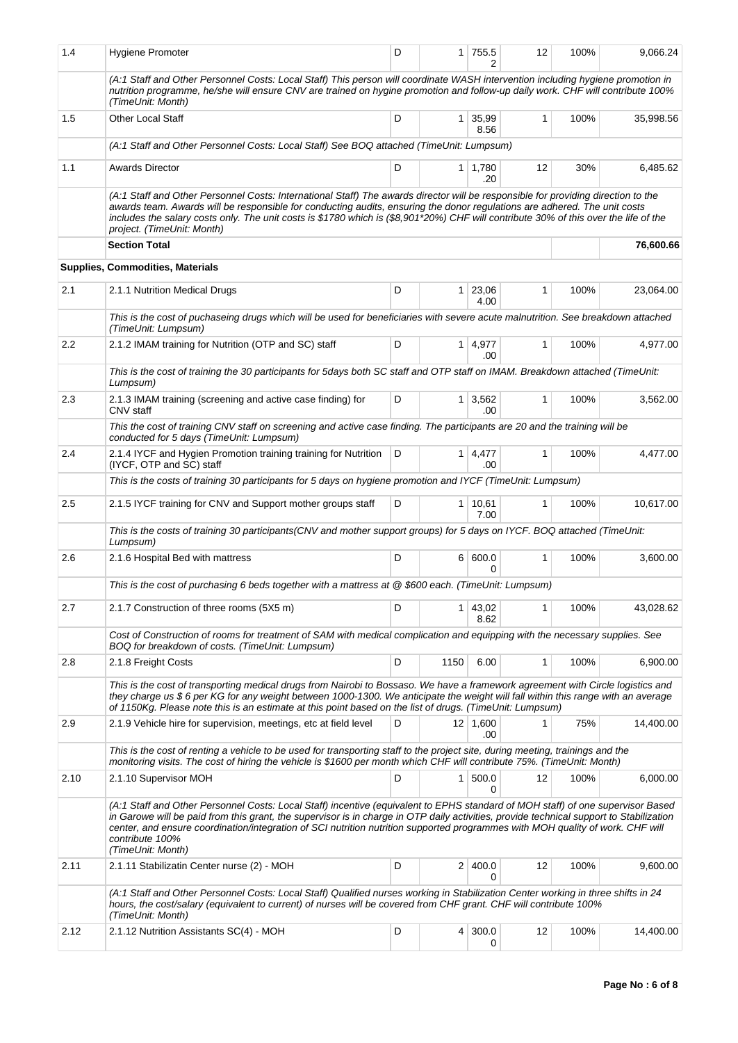| | | | | | | | |
|---|---|---|---|---|---|---|---|
| 1.4 | Hygiene Promoter | D | 1 | 755.52 | 12 | 100% | 9,066.24 |
| | *(A:1 Staff and Other Personnel Costs: Local Staff) This person will coordinate WASH intervention including hygiene promotion in nutrition programme, he/she will ensure CNV are trained on hygine promotion and follow-up daily work. CHF will contribute 100% (TimeUnit: Month)* | | | | | | |
| 1.5 | Other Local Staff | D | 1 | 35,998.56 | 1 | 100% | 35,998.56 |
| | *(A:1 Staff and Other Personnel Costs: Local Staff) See BOQ attached (TimeUnit: Lumpsum)* | | | | | | |
| 1.1 | Awards Director | D | 1 | 1,780.20 | 12 | 30% | 6,485.62 |
| | *(A:1 Staff and Other Personnel Costs: International Staff) The awards director will be responsible for providing direction to the awards team. Awards will be responsible for conducting audits, ensuring the donor regulations are adhered. The unit costs includes the salary costs only. The unit costs is $1780 which is ($8,901*20%) CHF will contribute 30% of this over the life of the project. (TimeUnit: Month)* | | | | | | |
| | **Section Total** | | | | | | **76,600.66** |
| | **Supplies, Commodities, Materials** | | | | | | |
| 2.1 | 2.1.1 Nutrition Medical Drugs | D | 1 | 23,064.00 | 1 | 100% | 23,064.00 |
| | *This is the cost of puchaseing drugs which will be used for beneficiaries with severe acute malnutrition. See breakdown attached (TimeUnit: Lumpsum)* | | | | | | |
| 2.2 | 2.1.2 IMAM training for Nutrition (OTP and SC) staff | D | 1 | 4,977.00 | 1 | 100% | 4,977.00 |
| | *This is the cost of training the 30 participants for 5days both SC staff and OTP staff on IMAM. Breakdown attached (TimeUnit: Lumpsum)* | | | | | | |
| 2.3 | 2.1.3 IMAM training (screening and active case finding) for CNV staff | D | 1 | 3,562.00 | 1 | 100% | 3,562.00 |
| | *This the cost of training CNV staff on screening and active case finding. The participants are 20 and the training will be conducted for 5 days (TimeUnit: Lumpsum)* | | | | | | |
| 2.4 | 2.1.4 IYCF and Hygien Promotion training training for Nutrition (IYCF, OTP and SC) staff | D | 1 | 4,477.00 | 1 | 100% | 4,477.00 |
| | *This is the costs of training 30 participants for 5 days on hygiene promotion and IYCF (TimeUnit: Lumpsum)* | | | | | | |
| 2.5 | 2.1.5 IYCF training for CNV and Support mother groups staff | D | 1 | 10,617.00 | 1 | 100% | 10,617.00 |
| | *This is the costs of training 30 participants(CNV and mother support groups) for 5 days on IYCF. BOQ attached (TimeUnit: Lumpsum)* | | | | | | |
| 2.6 | 2.1.6 Hospital Bed with mattress | D | 6 | 600.00 | 1 | 100% | 3,600.00 |
| | *This is the cost of purchasing 6 beds together with a mattress at @ $600 each. (TimeUnit: Lumpsum)* | | | | | | |
| 2.7 | 2.1.7 Construction of three rooms (5X5 m) | D | 1 | 43,028.62 | 1 | 100% | 43,028.62 |
| | *Cost of Construction of rooms for treatment of SAM with medical complication and equipping with the necessary supplies. See BOQ for breakdown of costs. (TimeUnit: Lumpsum)* | | | | | | |
| 2.8 | 2.1.8 Freight Costs | D | 1150 | 6.00 | 1 | 100% | 6,900.00 |
| | *This is the cost of transporting medical drugs from Nairobi to Bossaso. We have a framework agreement with Circle logistics and they charge us $ 6 per KG for any weight between 1000-1300. We anticipate the weight will fall within this range with an average of 1150Kg. Please note this is an estimate at this point based on the list of drugs. (TimeUnit: Lumpsum)* | | | | | | |
| 2.9 | 2.1.9 Vehicle hire for supervision, meetings, etc at field level | D | 12 | 1,600.00 | 1 | 75% | 14,400.00 |
| | *This is the cost of renting a vehicle to be used for transporting staff to the project site, during meeting, trainings and the monitoring visits. The cost of hiring the vehicle is $1600 per month which CHF will contribute 75%. (TimeUnit: Month)* | | | | | | |
| 2.10 | 2.1.10 Supervisor MOH | D | 1 | 500.00 | 12 | 100% | 6,000.00 |
| | *(A:1 Staff and Other Personnel Costs: Local Staff) incentive (equivalent to EPHS standard of MOH staff) of one supervisor Based in Garowe will be paid from this grant, the supervisor is in charge in OTP daily activities, provide technical support to Stabilization center, and ensure coordination/integration of SCI nutrition nutrition supported programmes with MOH quality of work. CHF will contribute 100% (TimeUnit: Month)* | | | | | | |
| 2.11 | 2.1.11 Stabilizatin Center nurse (2) - MOH | D | 2 | 400.00 | 12 | 100% | 9,600.00 |
| | *(A:1 Staff and Other Personnel Costs: Local Staff) Qualified nurses working in Stabilization Center working in three shifts in 24 hours, the cost/salary (equivalent to current) of nurses will be covered from CHF grant. CHF will contribute 100% (TimeUnit: Month)* | | | | | | |
| 2.12 | 2.1.12 Nutrition Assistants SC(4) - MOH | D | 4 | 300.00 | 12 | 100% | 14,400.00 |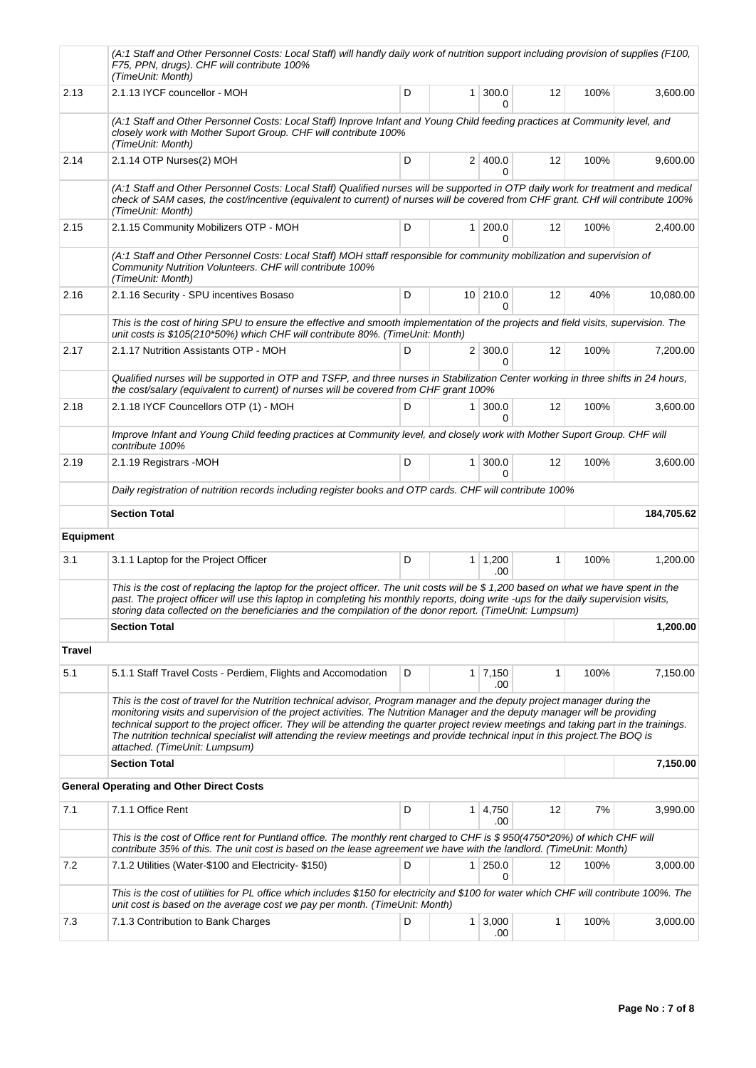| | | | | | | | |
|---|---|---|---|---|---|---|---|
| | *(A:1 Staff and Other Personnel Costs: Local Staff) will handly daily work of nutrition support including provision of supplies (F100, F75, PPN, drugs). CHF will contribute 100% (TimeUnit: Month)* | | | | | | |
| 2.13 | 2.1.13 IYCF councellor - MOH | D | 1 | 300.00 | 12 | 100% | 3,600.00 |
| | *(A:1 Staff and Other Personnel Costs: Local Staff) Inprove Infant and Young Child feeding practices at Community level, and closely work with Mother Suport Group. CHF will contribute 100% (TimeUnit: Month)* | | | | | | |
| 2.14 | 2.1.14 OTP Nurses(2) MOH | D | 2 | 400.00 | 12 | 100% | 9,600.00 |
| | *(A:1 Staff and Other Personnel Costs: Local Staff) Qualified nurses will be supported in OTP daily work for treatment and medical check of SAM cases, the cost/incentive (equivalent to current) of nurses will be covered from CHF grant. CHf will contribute 100% (TimeUnit: Month)* | | | | | | |
| 2.15 | 2.1.15 Community Mobilizers OTP - MOH | D | 1 | 200.00 | 12 | 100% | 2,400.00 |
| | *(A:1 Staff and Other Personnel Costs: Local Staff) MOH sttaff responsible for community mobilization and supervision of Community Nutrition Volunteers. CHF will contribute 100% (TimeUnit: Month)* | | | | | | |
| 2.16 | 2.1.16 Security - SPU incentives Bosaso | D | 10 | 210.00 | 12 | 40% | 10,080.00 |
| | *This is the cost of hiring SPU to ensure the effective and smooth implementation of the projects and field visits, supervision. The unit costs is $105(210*50%) which CHF will contribute 80%. (TimeUnit: Month)* | | | | | | |
| 2.17 | 2.1.17 Nutrition Assistants OTP - MOH | D | 2 | 300.00 | 12 | 100% | 7,200.00 |
| | *Qualified nurses will be supported in OTP and TSFP, and three nurses in Stabilization Center working in three shifts in 24 hours, the cost/salary (equivalent to current) of nurses will be covered from CHF grant 100%* | | | | | | |
| 2.18 | 2.1.18 IYCF Councellors OTP (1) - MOH | D | 1 | 300.00 | 12 | 100% | 3,600.00 |
| | *Improve Infant and Young Child feeding practices at Community level, and closely work with Mother Suport Group. CHF will contribute 100%* | | | | | | |
| 2.19 | 2.1.19 Registrars -MOH | D | 1 | 300.00 | 12 | 100% | 3,600.00 |
| | *Daily registration of nutrition records including register books and OTP cards. CHF will contribute 100%* | | | | | | |
| | **Section Total** | | | | | | **184,705.62** |
| **Equipment** | | | | | | | |
| 3.1 | 3.1.1 Laptop for the Project Officer | D | 1 | 1,200.00 | 1 | 100% | 1,200.00 |
| | *This is the cost of replacing the laptop for the project officer. The unit costs will be $ 1,200 based on what we have spent in the past. The project officer will use this laptop in completing his monthly reports, doing write -ups for the daily supervision visits, storing data collected on the beneficiaries and the compilation of the donor report. (TimeUnit: Lumpsum)* | | | | | | |
| | **Section Total** | | | | | | **1,200.00** |
| **Travel** | | | | | | | |
| 5.1 | 5.1.1 Staff Travel Costs - Perdiem, Flights and Accomodation | D | 1 | 7,150.00 | 1 | 100% | 7,150.00 |
| | *This is the cost of travel for the Nutrition technical advisor, Program manager and the deputy project manager during the monitoring visits and supervision of the project activities. The Nutrition Manager and the deputy manager will be providing technical support to the project officer. They will be attending the quarter project review meetings and taking part in the trainings. The nutrition technical specialist will attending the review meetings and provide technical input in this project.The BOQ is attached. (TimeUnit: Lumpsum)* | | | | | | |
| | **Section Total** | | | | | | **7,150.00** |
| | **General Operating and Other Direct Costs** | | | | | | |
| 7.1 | 7.1.1 Office Rent | D | 1 | 4,750.00 | 12 | 7% | 3,990.00 |
| | *This is the cost of Office rent for Puntland office. The monthly rent charged to CHF is $ 950(4750*20%) of which CHF will contribute 35% of this. The unit cost is based on the lease agreement we have with the landlord. (TimeUnit: Month)* | | | | | | |
| 7.2 | 7.1.2 Utilities (Water-$100 and Electricity- $150) | D | 1 | 250.00 | 12 | 100% | 3,000.00 |
| | *This is the cost of utilities for PL office which includes $150 for electricity and $100 for water which CHF will contribute 100%. The unit cost is based on the average cost we pay per month. (TimeUnit: Month)* | | | | | | |
| 7.3 | 7.1.3 Contribution to Bank Charges | D | 1 | 3,000.00 | 1 | 100% | 3,000.00 |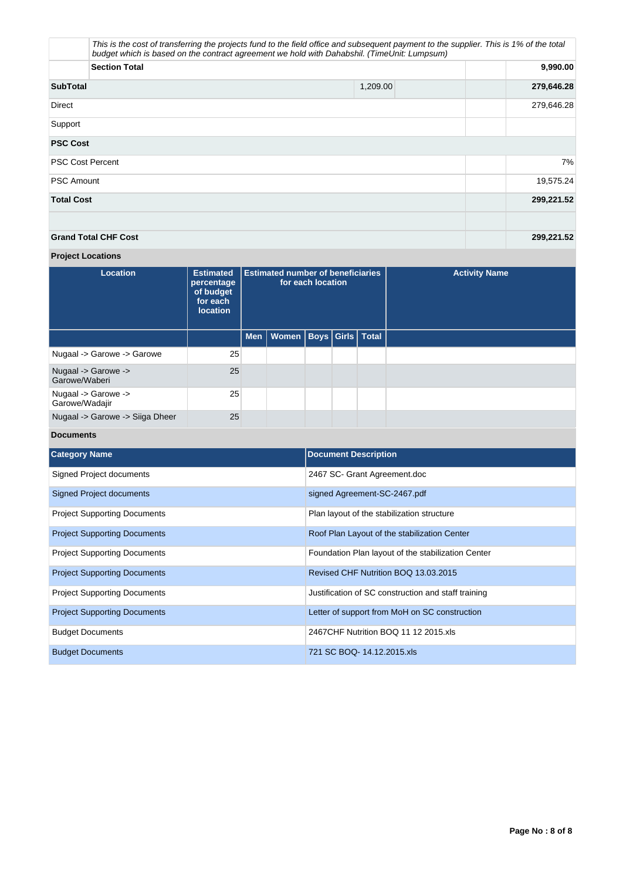| | | | | | |
|---|---|---|---|---|---|
| | *This is the cost of transferring the projects fund to the field office and subsequent payment to the supplier. This is 1% of the total budget which is based on the contract agreement we hold with Dahabshil. (TimeUnit: Lumpsum)* | | | | |
| | **Section Total** | | | | **9,990.00** |
| **SubTotal** | | 1,209.00 | | | **279,646.28** |
| Direct | | | | | 279,646.28 |
| Support | | | | | |
| **PSC Cost** | | | | | |
| PSC Cost Percent | | | | | 7% |
| PSC Amount | | | | | 19,575.24 |
| **Total Cost** | | | | | **299,221.52** |
| | | | | | |
| **Grand Total CHF Cost** | | | | | **299,221.52** |

**Project Locations**

| Location | Estimated percentage of budget for each location | Estimated number of beneficiaries for each location | | | | | Activity Name |
|---|---|---|---|---|---|---|---|
| | | Men | Women | Boys | Girls | Total | |
| Nugaal -> Garowe -> Garowe | 25 | | | | | | |
| Nugaal -> Garowe -> Garowe/Waberi | 25 | | | | | | |
| Nugaal -> Garowe -> Garowe/Wadajir | 25 | | | | | | |
| Nugaal -> Garowe -> Siiga Dheer | 25 | | | | | | |

**Documents**

| Category Name | Document Description |
|---|---|
| Signed Project documents | 2467 SC- Grant Agreement.doc |
| Signed Project documents | signed Agreement-SC-2467.pdf |
| Project Supporting Documents | Plan layout of the stabilization structure |
| Project Supporting Documents | Roof Plan Layout of the stabilization Center |
| Project Supporting Documents | Foundation Plan layout of the stabilization Center |
| Project Supporting Documents | Revised CHF Nutrition BOQ 13.03.2015 |
| Project Supporting Documents | Justification of SC construction and staff training |
| Project Supporting Documents | Letter of support from MoH on SC construction |
| Budget Documents | 2467CHF Nutrition BOQ 11 12 2015.xls |
| Budget Documents | 721 SC BOQ- 14.12.2015.xls |